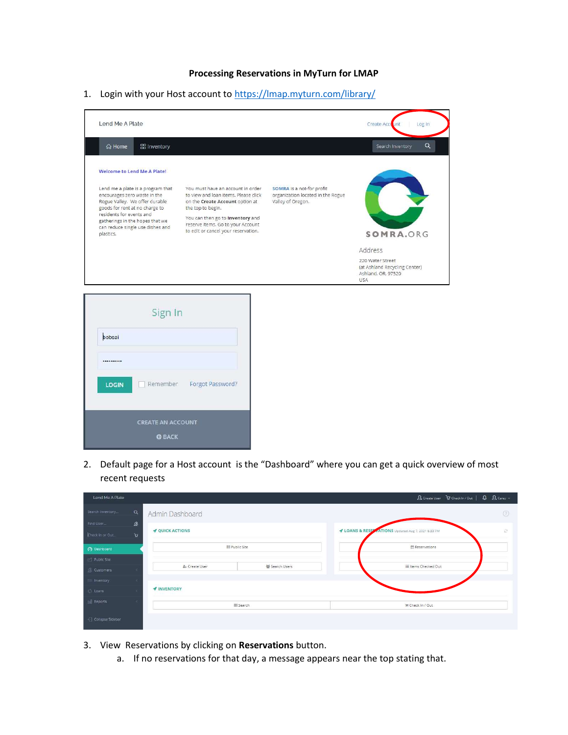**Processing Reservations in MyTurn for LMAP**

1. Login with your Host account to https://lmap.myturn.com/library/

2. Default page for a Host account is the "Dashboard" where you can get a quick overview of most recent requests

3. View Reservations by clicking on **Reservations** button.
   a. If no reservations for that day, a message appears near the top stating that.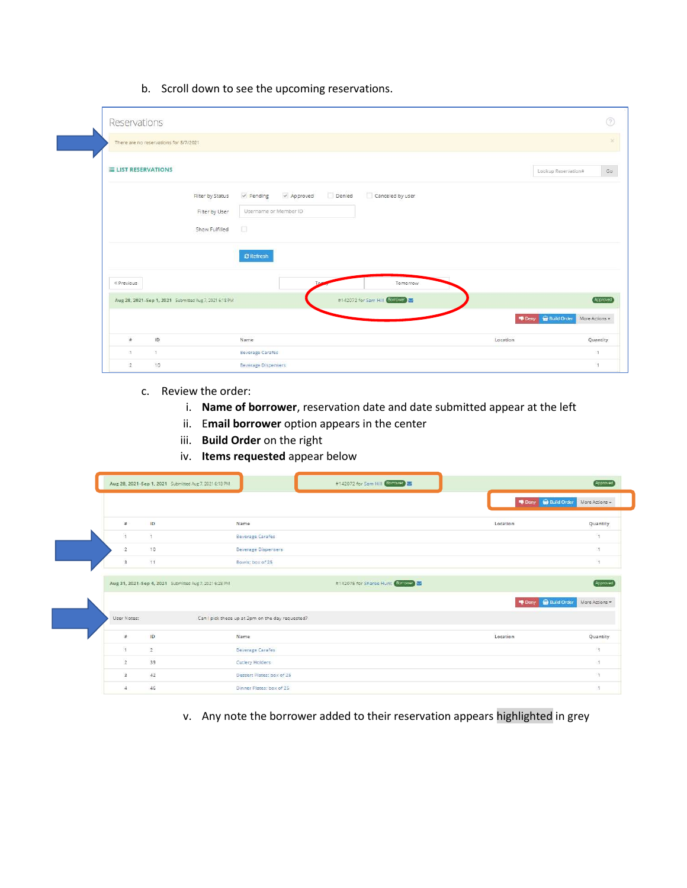b. Scroll down to see the upcoming reservations.

c. Review the order:

   i. **Name of borrower**, reservation date and date submitted appear at the left

   ii. **Email borrower** option appears in the center

   iii. **Build Order** on the right

   iv. **Items requested** appear below

   v. Any note the borrower added to their reservation appears highlighted in grey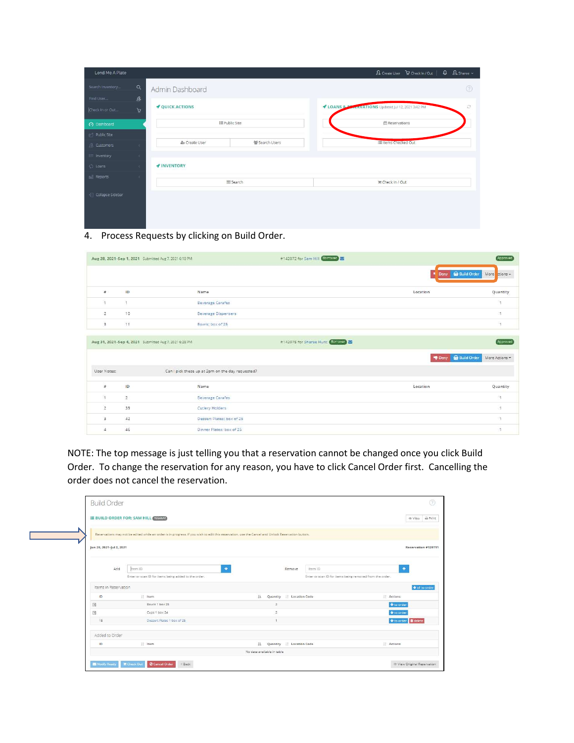4. Process Requests by clicking on Build Order.

NOTE: The top message is just telling you that a reservation cannot be changed once you click Build Order. To change the reservation for any reason, you have to click Cancel Order first. Cancelling the order does not cancel the reservation.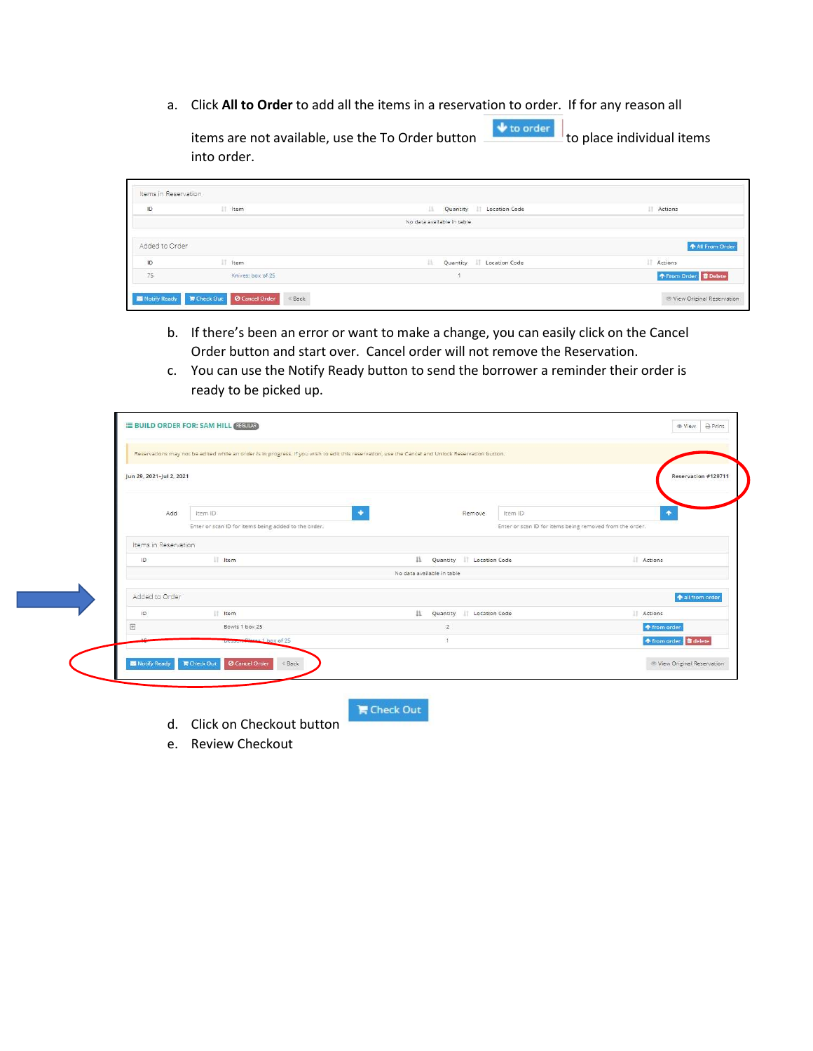a. Click **All to Order** to add all the items in a reservation to order. If for any reason all items are not available, use the To Order button to place individual items into order.

b. If there's been an error or want to make a change, you can easily click on the Cancel Order button and start over. Cancel order will not remove the Reservation.

c. You can use the Notify Ready button to send the borrower a reminder their order is ready to be picked up.

d. Click on Checkout button

e. Review Checkout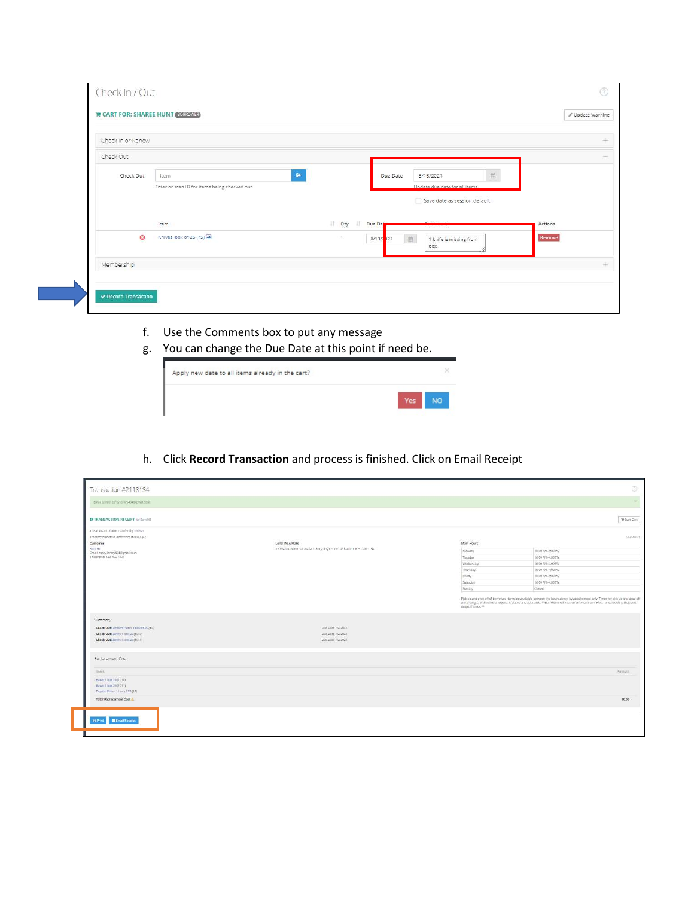f. Use the Comments box to put any message

g. You can change the Due Date at this point if need be.

h. Click **Record Transaction** and process is finished. Click on Email Receipt